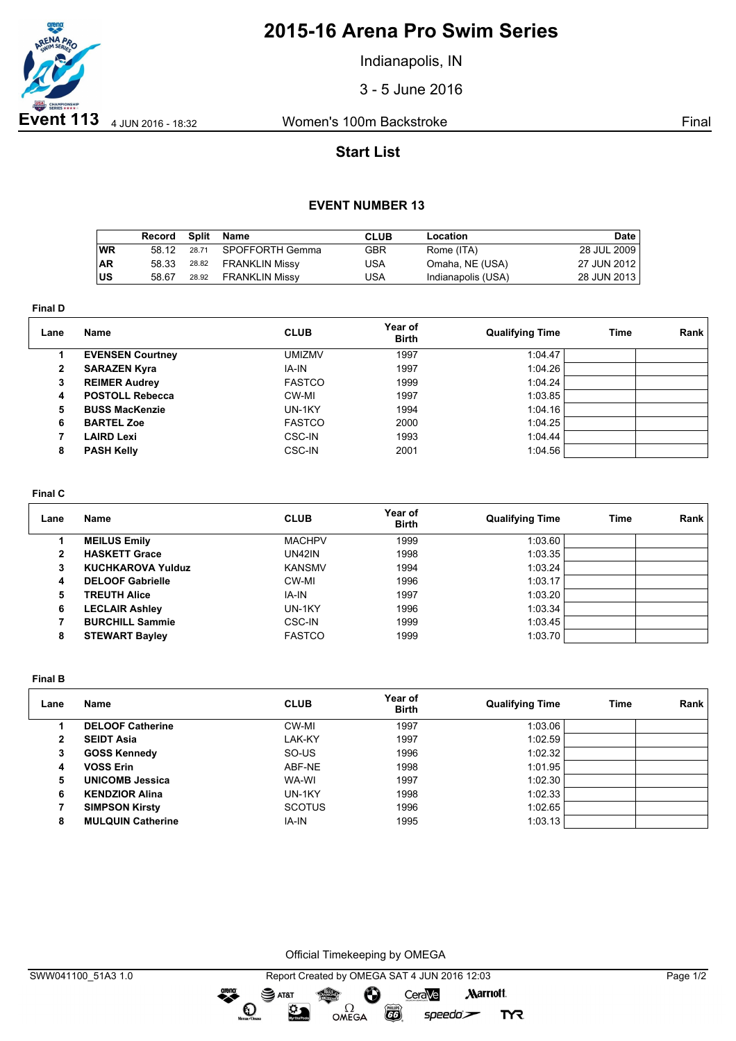# 2015-16 Arena Pro Swim Series

Indianapolis, IN

3 - 5 June 2016

**Event 113** 4 JUN 2016 - 18:32 Women's 100m Backstroke Final

## Start List

### EVENT NUMBER 13

| | Record | Split | Name | CLUB | Location | Date |
|---|---|---|---|---|---|---|
| WR | 58.12 | 28.71 | SPOFFORTH Gemma | GBR | Rome (ITA) | 28 JUL 2009 |
| AR | 58.33 | 28.82 | FRANKLIN Missy | USA | Omaha, NE (USA) | 27 JUN 2012 |
| US | 58.67 | 28.92 | FRANKLIN Missy | USA | Indianapolis (USA) | 28 JUN 2013 |

**Final D**

| Lane | Name | CLUB | Year of Birth | Qualifying Time | Time | Rank |
|---|---|---|---|---|---|---|
| 1 | **EVENSEN Courtney** | UMIZMV | 1997 | 1:04.47 | | |
| 2 | **SARAZEN Kyra** | IA-IN | 1997 | 1:04.26 | | |
| 3 | **REIMER Audrey** | FASTCO | 1999 | 1:04.24 | | |
| 4 | **POSTOLL Rebecca** | CW-MI | 1997 | 1:03.85 | | |
| 5 | **BUSS MacKenzie** | UN-1KY | 1994 | 1:04.16 | | |
| 6 | **BARTEL Zoe** | FASTCO | 2000 | 1:04.25 | | |
| 7 | **LAIRD Lexi** | CSC-IN | 1993 | 1:04.44 | | |
| 8 | **PASH Kelly** | CSC-IN | 2001 | 1:04.56 | | |

**Final C**

| Lane | Name | CLUB | Year of Birth | Qualifying Time | Time | Rank |
|---|---|---|---|---|---|---|
| 1 | **MEILUS Emily** | MACHPV | 1999 | 1:03.60 | | |
| 2 | **HASKETT Grace** | UN42IN | 1998 | 1:03.35 | | |
| 3 | **KUCHKAROVA Yulduz** | KANSMV | 1994 | 1:03.24 | | |
| 4 | **DELOOF Gabrielle** | CW-MI | 1996 | 1:03.17 | | |
| 5 | **TREUTH Alice** | IA-IN | 1997 | 1:03.20 | | |
| 6 | **LECLAIR Ashley** | UN-1KY | 1996 | 1:03.34 | | |
| 7 | **BURCHILL Sammie** | CSC-IN | 1999 | 1:03.45 | | |
| 8 | **STEWART Bayley** | FASTCO | 1999 | 1:03.70 | | |

**Final B**

| Lane | Name | CLUB | Year of Birth | Qualifying Time | Time | Rank |
|---|---|---|---|---|---|---|
| 1 | **DELOOF Catherine** | CW-MI | 1997 | 1:03.06 | | |
| 2 | **SEIDT Asia** | LAK-KY | 1997 | 1:02.59 | | |
| 3 | **GOSS Kennedy** | SO-US | 1996 | 1:02.32 | | |
| 4 | **VOSS Erin** | ABF-NE | 1998 | 1:01.95 | | |
| 5 | **UNICOMB Jessica** | WA-WI | 1997 | 1:02.30 | | |
| 6 | **KENDZIOR Alina** | UN-1KY | 1998 | 1:02.33 | | |
| 7 | **SIMPSON Kirsty** | SCOTUS | 1996 | 1:02.65 | | |
| 8 | **MULQUIN Catherine** | IA-IN | 1995 | 1:03.13 | | |

Official Timekeeping by OMEGA

SWW041100_51A3 1.0 Report Created by OMEGA SAT 4 JUN 2016 12:03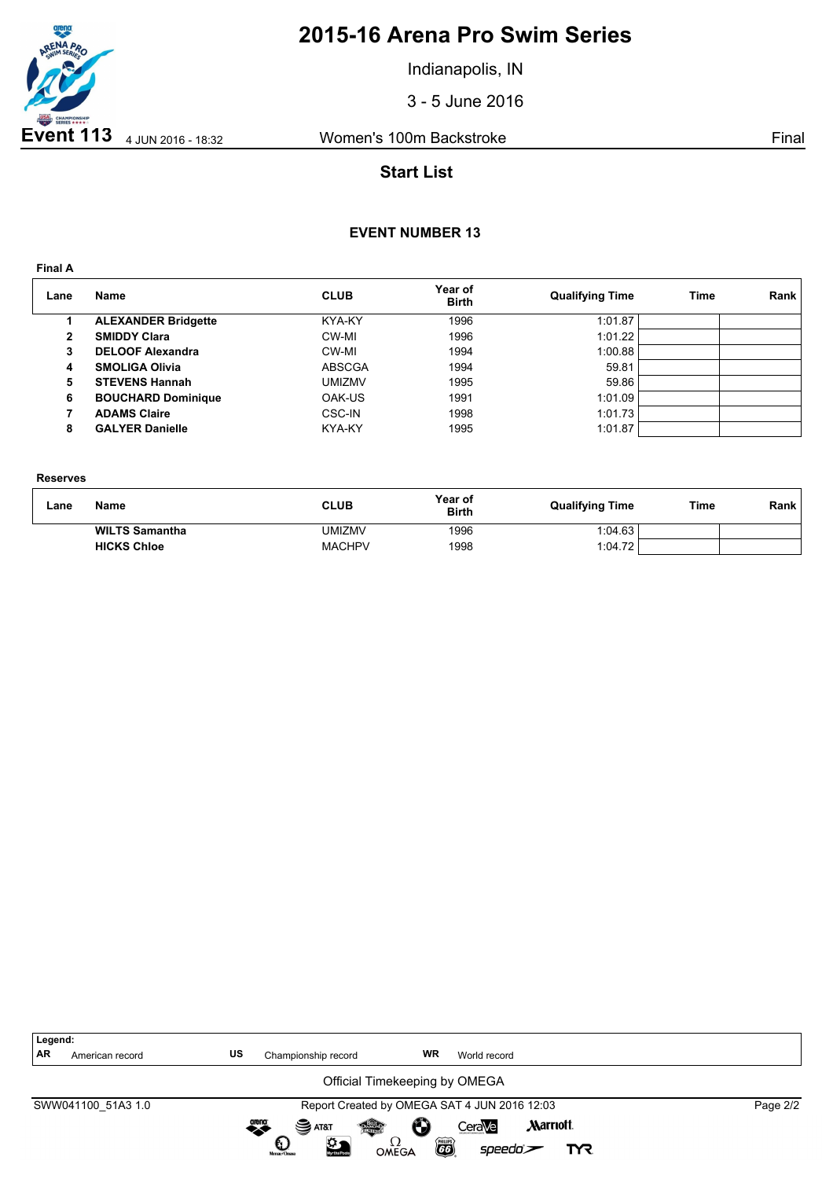# 2015-16 Arena Pro Swim Series

Indianapolis, IN

3 - 5 June 2016

**Event 113** 4 JUN 2016 - 18:32 Women's 100m Backstroke Final

## Start List

### EVENT NUMBER 13

**Final A**

| Lane | Name | CLUB | Year of Birth | Qualifying Time | Time | Rank |
|---|---|---|---|---|---|---|
| 1 | **ALEXANDER Bridgette** | KYA-KY | 1996 | 1:01.87 | | |
| 2 | **SMIDDY Clara** | CW-MI | 1996 | 1:01.22 | | |
| 3 | **DELOOF Alexandra** | CW-MI | 1994 | 1:00.88 | | |
| 4 | **SMOLIGA Olivia** | ABSCGA | 1994 | 59.81 | | |
| 5 | **STEVENS Hannah** | UMIZMV | 1995 | 59.86 | | |
| 6 | **BOUCHARD Dominique** | OAK-US | 1991 | 1:01.09 | | |
| 7 | **ADAMS Claire** | CSC-IN | 1998 | 1:01.73 | | |
| 8 | **GALYER Danielle** | KYA-KY | 1995 | 1:01.87 | | |

**Reserves**

| Lane | Name | CLUB | Year of Birth | Qualifying Time | Time | Rank |
|---|---|---|---|---|---|---|
| | **WILTS Samantha** | UMIZMV | 1996 | 1:04.63 | | |
| | **HICKS Chloe** | MACHPV | 1998 | 1:04.72 | | |

**Legend:**

**AR** American record **US** Championship record **WR** World record

Official Timekeeping by OMEGA

SWW041100_51A3 1.0 Report Created by OMEGA SAT 4 JUN 2016 12:03